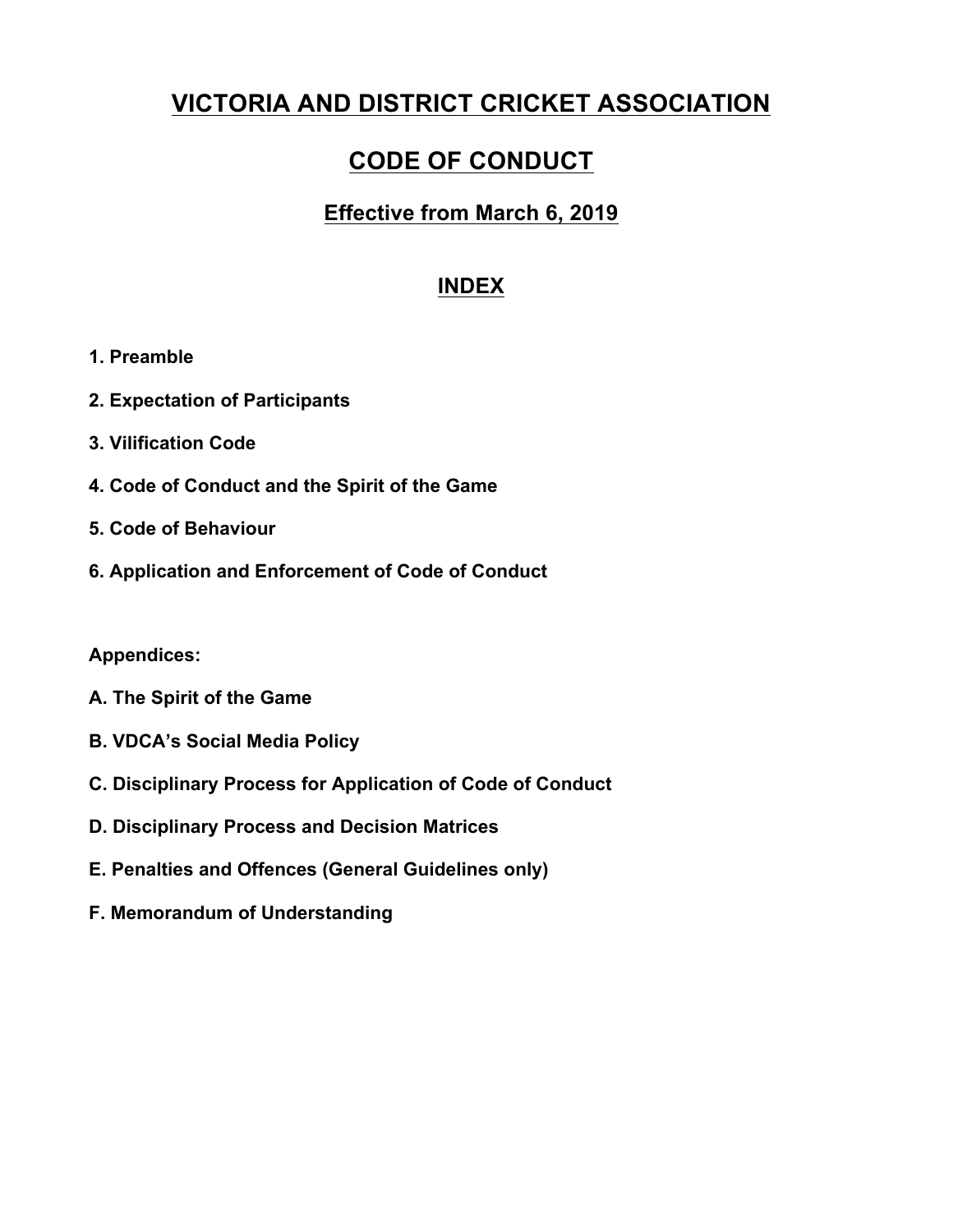# VICTORIA AND DISTRICT CRICKET ASSOCIATION

# CODE OF CONDUCT

## Effective from March 6, 2019

## INDEX

**1. Preamble**

**2. Expectation of Participants**

**3. Vilification Code**

**4. Code of Conduct and the Spirit of the Game**

**5. Code of Behaviour**

**6. Application and Enforcement of Code of Conduct**

**Appendices:**

**A. The Spirit of the Game**

**B. VDCA's Social Media Policy**

**C. Disciplinary Process for Application of Code of Conduct**

**D. Disciplinary Process and Decision Matrices**

**E. Penalties and Offences (General Guidelines only)**

**F. Memorandum of Understanding**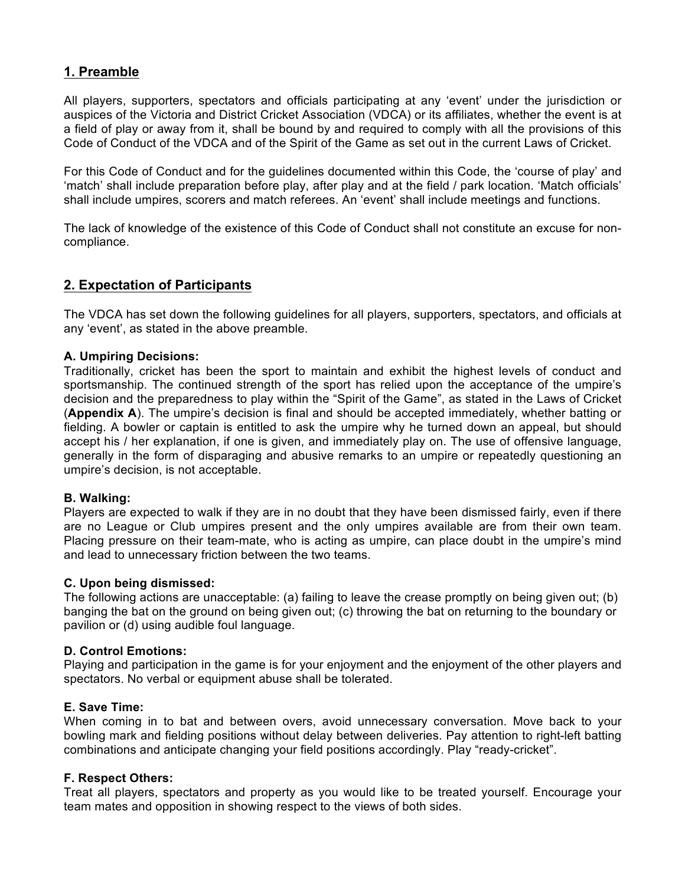## 1. Preamble

All players, supporters, spectators and officials participating at any 'event' under the jurisdiction or auspices of the Victoria and District Cricket Association (VDCA) or its affiliates, whether the event is at a field of play or away from it, shall be bound by and required to comply with all the provisions of this Code of Conduct of the VDCA and of the Spirit of the Game as set out in the current Laws of Cricket.

For this Code of Conduct and for the guidelines documented within this Code, the 'course of play' and 'match' shall include preparation before play, after play and at the field / park location. 'Match officials' shall include umpires, scorers and match referees. An 'event' shall include meetings and functions.

The lack of knowledge of the existence of this Code of Conduct shall not constitute an excuse for non-compliance.

## 2. Expectation of Participants

The VDCA has set down the following guidelines for all players, supporters, spectators, and officials at any 'event', as stated in the above preamble.

**A. Umpiring Decisions:**
Traditionally, cricket has been the sport to maintain and exhibit the highest levels of conduct and sportsmanship. The continued strength of the sport has relied upon the acceptance of the umpire's decision and the preparedness to play within the "Spirit of the Game", as stated in the Laws of Cricket (**Appendix A**). The umpire's decision is final and should be accepted immediately, whether batting or fielding. A bowler or captain is entitled to ask the umpire why he turned down an appeal, but should accept his / her explanation, if one is given, and immediately play on. The use of offensive language, generally in the form of disparaging and abusive remarks to an umpire or repeatedly questioning an umpire's decision, is not acceptable.

**B. Walking:**
Players are expected to walk if they are in no doubt that they have been dismissed fairly, even if there are no League or Club umpires present and the only umpires available are from their own team. Placing pressure on their team-mate, who is acting as umpire, can place doubt in the umpire's mind and lead to unnecessary friction between the two teams.

**C. Upon being dismissed:**
The following actions are unacceptable: (a) failing to leave the crease promptly on being given out; (b) banging the bat on the ground on being given out; (c) throwing the bat on returning to the boundary or pavilion or (d) using audible foul language.

**D. Control Emotions:**
Playing and participation in the game is for your enjoyment and the enjoyment of the other players and spectators. No verbal or equipment abuse shall be tolerated.

**E. Save Time:**
When coming in to bat and between overs, avoid unnecessary conversation. Move back to your bowling mark and fielding positions without delay between deliveries. Pay attention to right-left batting combinations and anticipate changing your field positions accordingly. Play "ready-cricket".

**F. Respect Others:**
Treat all players, spectators and property as you would like to be treated yourself. Encourage your team mates and opposition in showing respect to the views of both sides.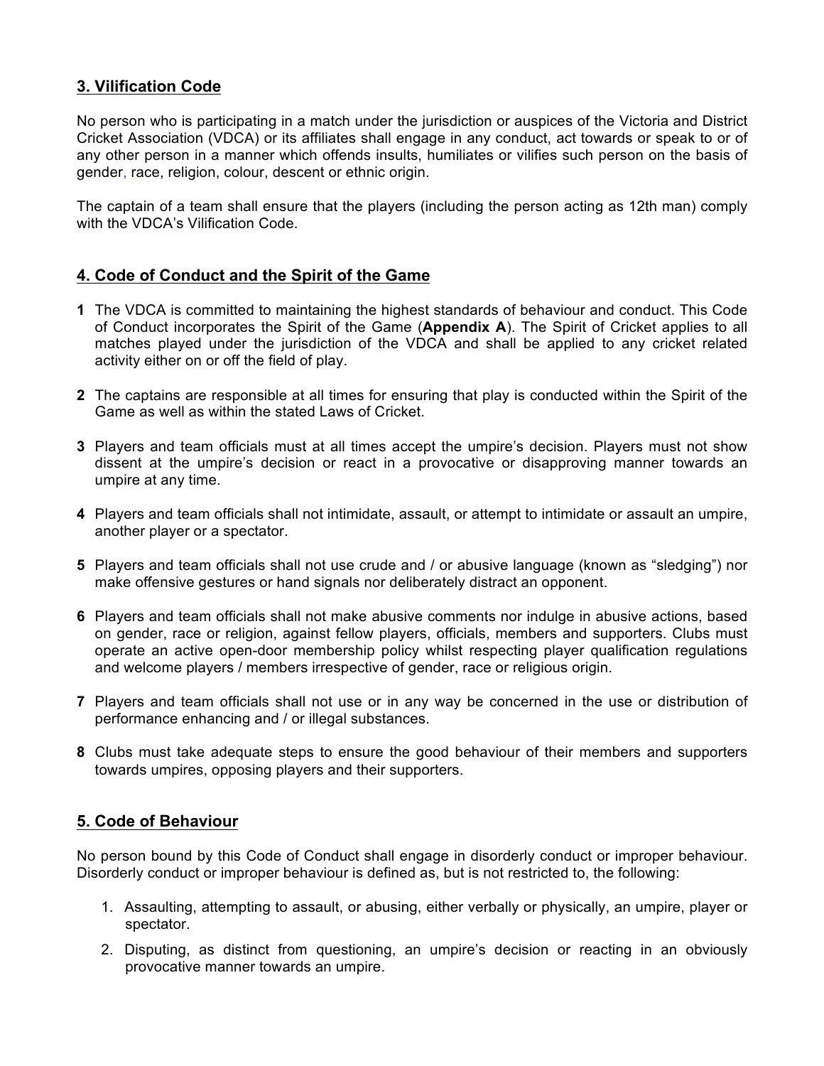## 3. Vilification Code

No person who is participating in a match under the jurisdiction or auspices of the Victoria and District Cricket Association (VDCA) or its affiliates shall engage in any conduct, act towards or speak to or of any other person in a manner which offends insults, humiliates or vilifies such person on the basis of gender, race, religion, colour, descent or ethnic origin.

The captain of a team shall ensure that the players (including the person acting as 12th man) comply with the VDCA's Vilification Code.

## 4. Code of Conduct and the Spirit of the Game

**1** The VDCA is committed to maintaining the highest standards of behaviour and conduct. This Code of Conduct incorporates the Spirit of the Game (**Appendix A**). The Spirit of Cricket applies to all matches played under the jurisdiction of the VDCA and shall be applied to any cricket related activity either on or off the field of play.

**2** The captains are responsible at all times for ensuring that play is conducted within the Spirit of the Game as well as within the stated Laws of Cricket.

**3** Players and team officials must at all times accept the umpire's decision. Players must not show dissent at the umpire's decision or react in a provocative or disapproving manner towards an umpire at any time.

**4** Players and team officials shall not intimidate, assault, or attempt to intimidate or assault an umpire, another player or a spectator.

**5** Players and team officials shall not use crude and / or abusive language (known as "sledging") nor make offensive gestures or hand signals nor deliberately distract an opponent.

**6** Players and team officials shall not make abusive comments nor indulge in abusive actions, based on gender, race or religion, against fellow players, officials, members and supporters. Clubs must operate an active open-door membership policy whilst respecting player qualification regulations and welcome players / members irrespective of gender, race or religious origin.

**7** Players and team officials shall not use or in any way be concerned in the use or distribution of performance enhancing and / or illegal substances.

**8** Clubs must take adequate steps to ensure the good behaviour of their members and supporters towards umpires, opposing players and their supporters.

## 5. Code of Behaviour

No person bound by this Code of Conduct shall engage in disorderly conduct or improper behaviour. Disorderly conduct or improper behaviour is defined as, but is not restricted to, the following:

1. Assaulting, attempting to assault, or abusing, either verbally or physically, an umpire, player or spectator.
2. Disputing, as distinct from questioning, an umpire's decision or reacting in an obviously provocative manner towards an umpire.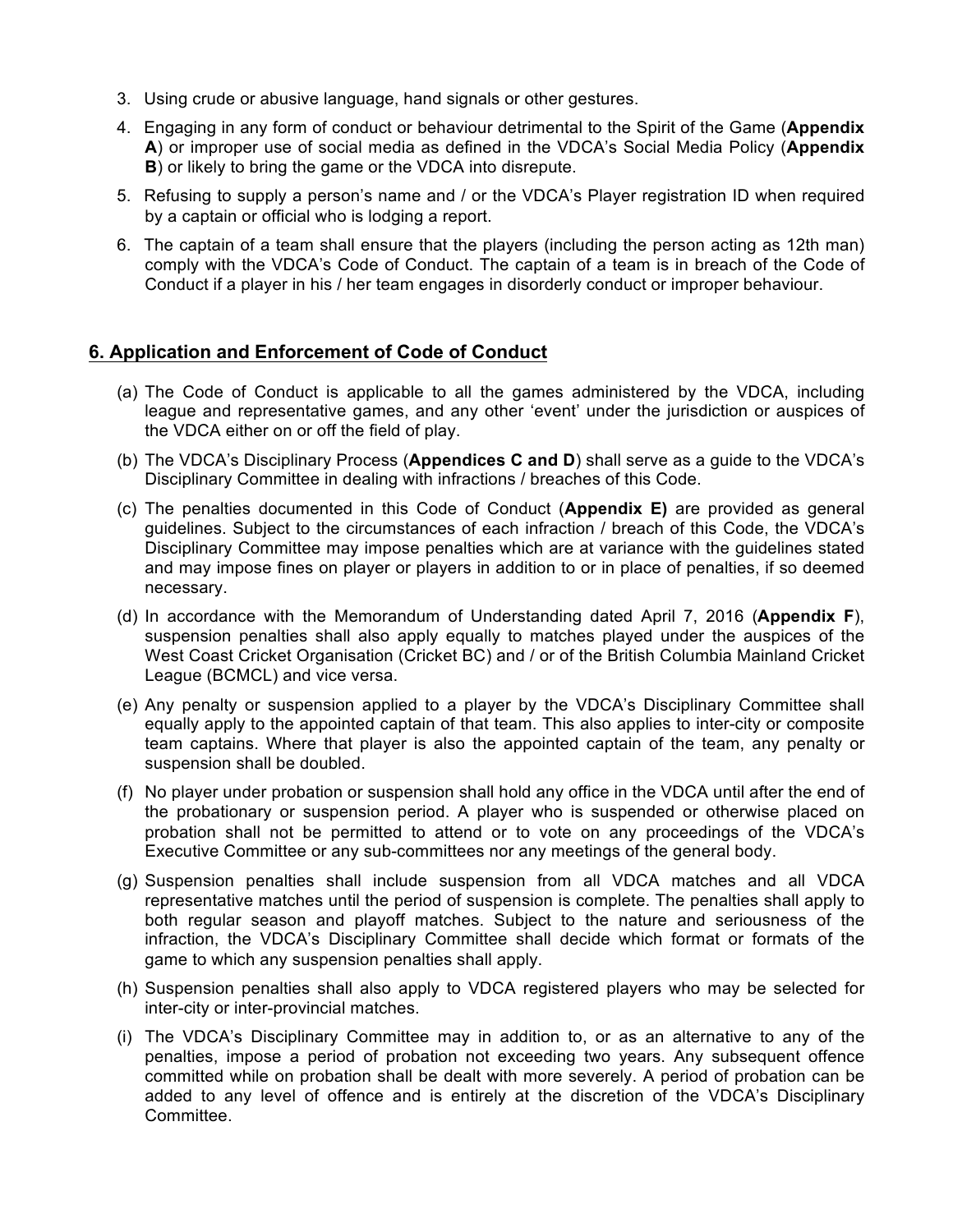3. Using crude or abusive language, hand signals or other gestures.
4. Engaging in any form of conduct or behaviour detrimental to the Spirit of the Game (**Appendix A**) or improper use of social media as defined in the VDCA's Social Media Policy (**Appendix B**) or likely to bring the game or the VDCA into disrepute.
5. Refusing to supply a person's name and / or the VDCA's Player registration ID when required by a captain or official who is lodging a report.
6. The captain of a team shall ensure that the players (including the person acting as 12th man) comply with the VDCA's Code of Conduct. The captain of a team is in breach of the Code of Conduct if a player in his / her team engages in disorderly conduct or improper behaviour.

## 6. Application and Enforcement of Code of Conduct

(a) The Code of Conduct is applicable to all the games administered by the VDCA, including league and representative games, and any other 'event' under the jurisdiction or auspices of the VDCA either on or off the field of play.

(b) The VDCA's Disciplinary Process (**Appendices C and D**) shall serve as a guide to the VDCA's Disciplinary Committee in dealing with infractions / breaches of this Code.

(c) The penalties documented in this Code of Conduct (**Appendix E)** are provided as general guidelines. Subject to the circumstances of each infraction / breach of this Code, the VDCA's Disciplinary Committee may impose penalties which are at variance with the guidelines stated and may impose fines on player or players in addition to or in place of penalties, if so deemed necessary.

(d) In accordance with the Memorandum of Understanding dated April 7, 2016 (**Appendix F**), suspension penalties shall also apply equally to matches played under the auspices of the West Coast Cricket Organisation (Cricket BC) and / or of the British Columbia Mainland Cricket League (BCMCL) and vice versa.

(e) Any penalty or suspension applied to a player by the VDCA's Disciplinary Committee shall equally apply to the appointed captain of that team. This also applies to inter-city or composite team captains. Where that player is also the appointed captain of the team, any penalty or suspension shall be doubled.

(f) No player under probation or suspension shall hold any office in the VDCA until after the end of the probationary or suspension period. A player who is suspended or otherwise placed on probation shall not be permitted to attend or to vote on any proceedings of the VDCA's Executive Committee or any sub-committees nor any meetings of the general body.

(g) Suspension penalties shall include suspension from all VDCA matches and all VDCA representative matches until the period of suspension is complete. The penalties shall apply to both regular season and playoff matches. Subject to the nature and seriousness of the infraction, the VDCA's Disciplinary Committee shall decide which format or formats of the game to which any suspension penalties shall apply.

(h) Suspension penalties shall also apply to VDCA registered players who may be selected for inter-city or inter-provincial matches.

(i) The VDCA's Disciplinary Committee may in addition to, or as an alternative to any of the penalties, impose a period of probation not exceeding two years. Any subsequent offence committed while on probation shall be dealt with more severely. A period of probation can be added to any level of offence and is entirely at the discretion of the VDCA's Disciplinary Committee.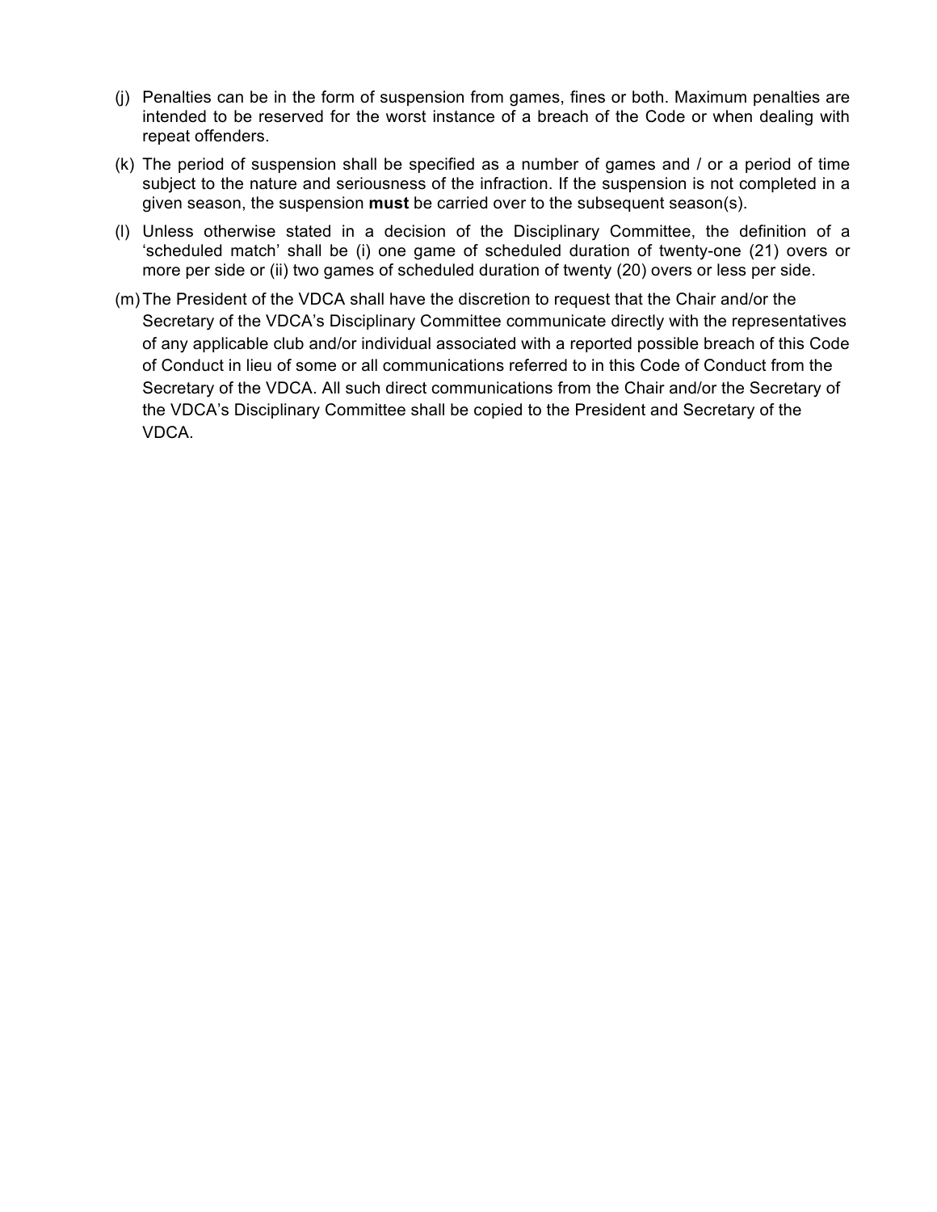(j) Penalties can be in the form of suspension from games, fines or both. Maximum penalties are intended to be reserved for the worst instance of a breach of the Code or when dealing with repeat offenders.

(k) The period of suspension shall be specified as a number of games and / or a period of time subject to the nature and seriousness of the infraction. If the suspension is not completed in a given season, the suspension **must** be carried over to the subsequent season(s).

(l) Unless otherwise stated in a decision of the Disciplinary Committee, the definition of a 'scheduled match' shall be (i) one game of scheduled duration of twenty-one (21) overs or more per side or (ii) two games of scheduled duration of twenty (20) overs or less per side.

(m) The President of the VDCA shall have the discretion to request that the Chair and/or the Secretary of the VDCA's Disciplinary Committee communicate directly with the representatives of any applicable club and/or individual associated with a reported possible breach of this Code of Conduct in lieu of some or all communications referred to in this Code of Conduct from the Secretary of the VDCA. All such direct communications from the Chair and/or the Secretary of the VDCA's Disciplinary Committee shall be copied to the President and Secretary of the VDCA.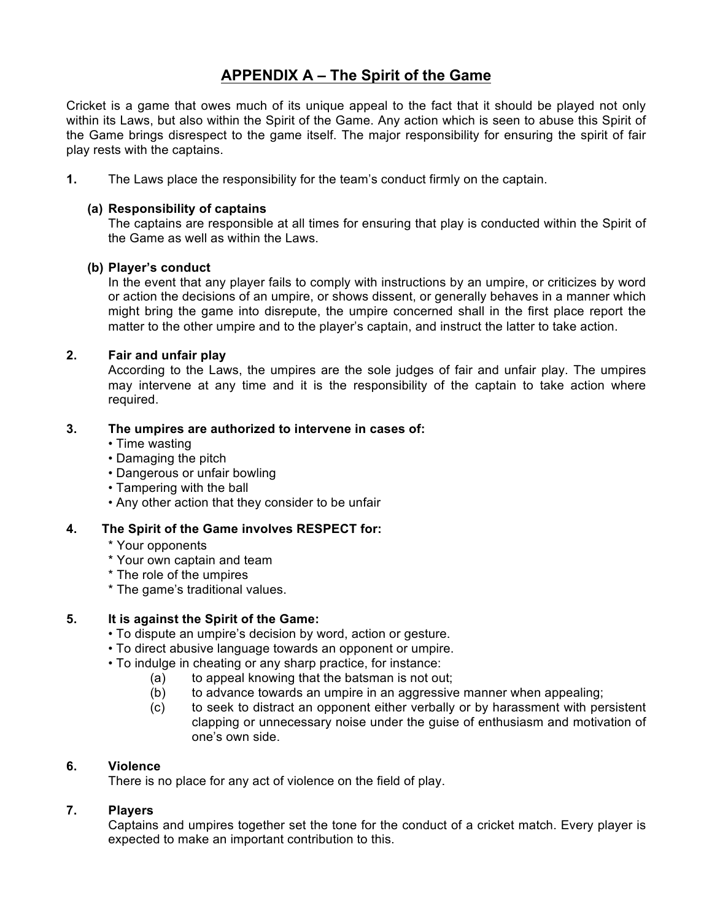# APPENDIX A – The Spirit of the Game

Cricket is a game that owes much of its unique appeal to the fact that it should be played not only within its Laws, but also within the Spirit of the Game. Any action which is seen to abuse this Spirit of the Game brings disrespect to the game itself. The major responsibility for ensuring the spirit of fair play rests with the captains.

**1.** The Laws place the responsibility for the team's conduct firmly on the captain.

**(a) Responsibility of captains**
The captains are responsible at all times for ensuring that play is conducted within the Spirit of the Game as well as within the Laws.

**(b) Player's conduct**
In the event that any player fails to comply with instructions by an umpire, or criticizes by word or action the decisions of an umpire, or shows dissent, or generally behaves in a manner which might bring the game into disrepute, the umpire concerned shall in the first place report the matter to the other umpire and to the player's captain, and instruct the latter to take action.

**2. Fair and unfair play**
According to the Laws, the umpires are the sole judges of fair and unfair play. The umpires may intervene at any time and it is the responsibility of the captain to take action where required.

**3. The umpires are authorized to intervene in cases of:**

- Time wasting
- Damaging the pitch
- Dangerous or unfair bowling
- Tampering with the ball
- Any other action that they consider to be unfair

**4. The Spirit of the Game involves RESPECT for:**

* Your opponents
* Your own captain and team
* The role of the umpires
* The game's traditional values.

**5. It is against the Spirit of the Game:**

- To dispute an umpire's decision by word, action or gesture.
- To direct abusive language towards an opponent or umpire.
- To indulge in cheating or any sharp practice, for instance:
  - (a) to appeal knowing that the batsman is not out;
  - (b) to advance towards an umpire in an aggressive manner when appealing;
  - (c) to seek to distract an opponent either verbally or by harassment with persistent clapping or unnecessary noise under the guise of enthusiasm and motivation of one's own side.

**6. Violence**
There is no place for any act of violence on the field of play.

**7. Players**
Captains and umpires together set the tone for the conduct of a cricket match. Every player is expected to make an important contribution to this.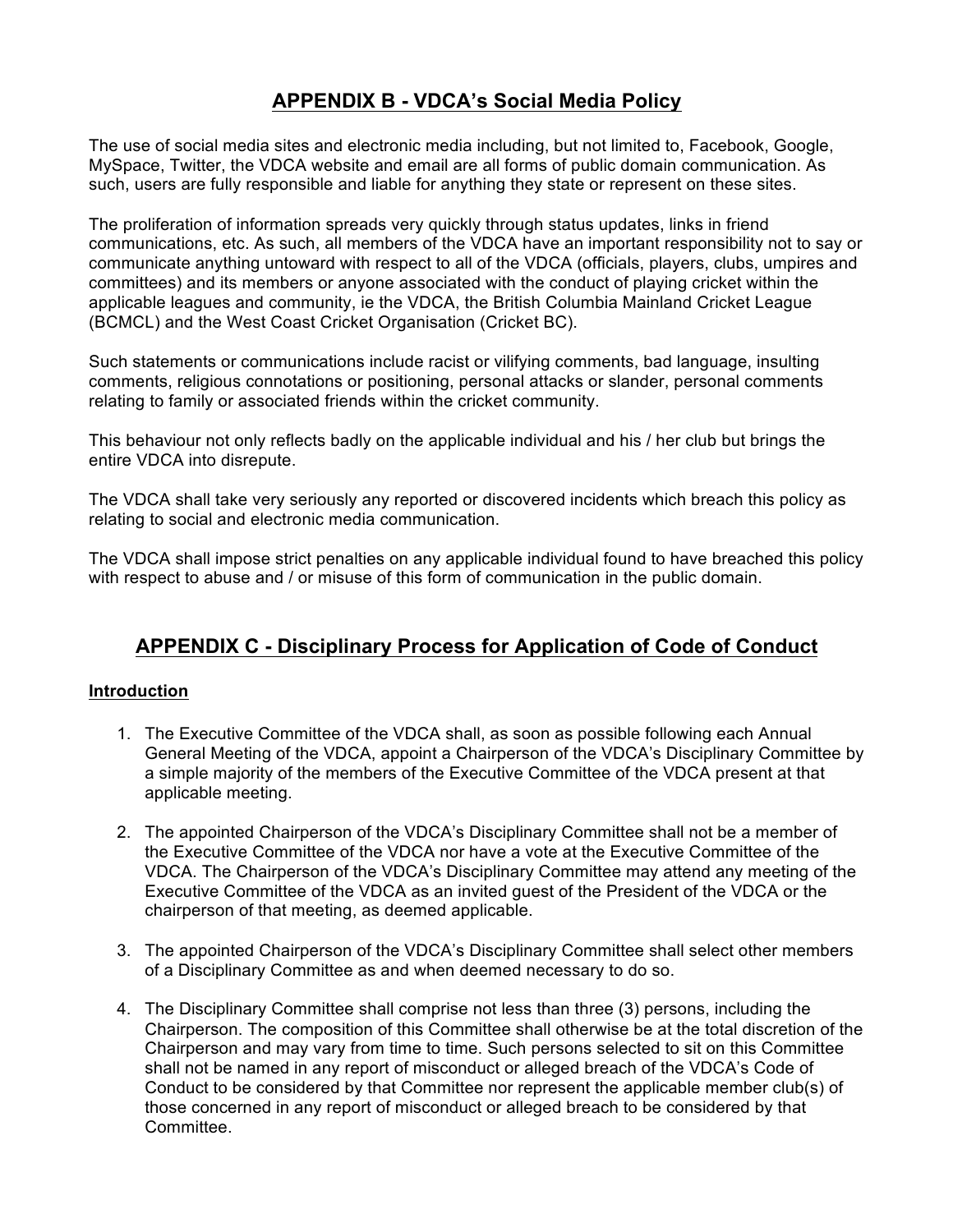## APPENDIX B - VDCA's Social Media Policy

The use of social media sites and electronic media including, but not limited to, Facebook, Google, MySpace, Twitter, the VDCA website and email are all forms of public domain communication. As such, users are fully responsible and liable for anything they state or represent on these sites.

The proliferation of information spreads very quickly through status updates, links in friend communications, etc. As such, all members of the VDCA have an important responsibility not to say or communicate anything untoward with respect to all of the VDCA (officials, players, clubs, umpires and committees) and its members or anyone associated with the conduct of playing cricket within the applicable leagues and community, ie the VDCA, the British Columbia Mainland Cricket League (BCMCL) and the West Coast Cricket Organisation (Cricket BC).

Such statements or communications include racist or vilifying comments, bad language, insulting comments, religious connotations or positioning, personal attacks or slander, personal comments relating to family or associated friends within the cricket community.

This behaviour not only reflects badly on the applicable individual and his / her club but brings the entire VDCA into disrepute.

The VDCA shall take very seriously any reported or discovered incidents which breach this policy as relating to social and electronic media communication.

The VDCA shall impose strict penalties on any applicable individual found to have breached this policy with respect to abuse and / or misuse of this form of communication in the public domain.

## APPENDIX C - Disciplinary Process for Application of Code of Conduct

### Introduction

1. The Executive Committee of the VDCA shall, as soon as possible following each Annual General Meeting of the VDCA, appoint a Chairperson of the VDCA's Disciplinary Committee by a simple majority of the members of the Executive Committee of the VDCA present at that applicable meeting.

2. The appointed Chairperson of the VDCA's Disciplinary Committee shall not be a member of the Executive Committee of the VDCA nor have a vote at the Executive Committee of the VDCA. The Chairperson of the VDCA's Disciplinary Committee may attend any meeting of the Executive Committee of the VDCA as an invited guest of the President of the VDCA or the chairperson of that meeting, as deemed applicable.

3. The appointed Chairperson of the VDCA's Disciplinary Committee shall select other members of a Disciplinary Committee as and when deemed necessary to do so.

4. The Disciplinary Committee shall comprise not less than three (3) persons, including the Chairperson. The composition of this Committee shall otherwise be at the total discretion of the Chairperson and may vary from time to time. Such persons selected to sit on this Committee shall not be named in any report of misconduct or alleged breach of the VDCA's Code of Conduct to be considered by that Committee nor represent the applicable member club(s) of those concerned in any report of misconduct or alleged breach to be considered by that Committee.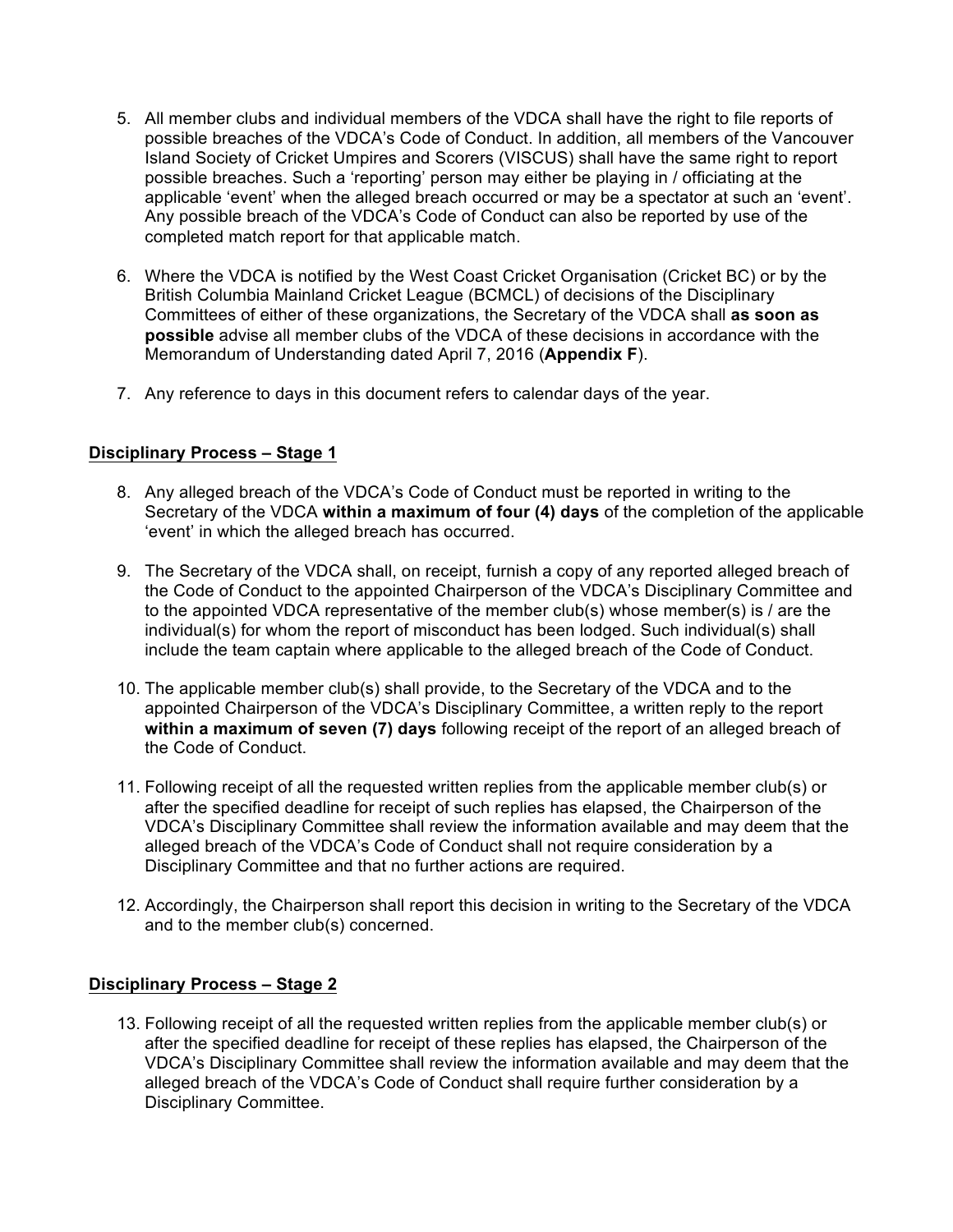5. All member clubs and individual members of the VDCA shall have the right to file reports of possible breaches of the VDCA's Code of Conduct. In addition, all members of the Vancouver Island Society of Cricket Umpires and Scorers (VISCUS) shall have the same right to report possible breaches. Such a 'reporting' person may either be playing in / officiating at the applicable 'event' when the alleged breach occurred or may be a spectator at such an 'event'. Any possible breach of the VDCA's Code of Conduct can also be reported by use of the completed match report for that applicable match.

6. Where the VDCA is notified by the West Coast Cricket Organisation (Cricket BC) or by the British Columbia Mainland Cricket League (BCMCL) of decisions of the Disciplinary Committees of either of these organizations, the Secretary of the VDCA shall **as soon as possible** advise all member clubs of the VDCA of these decisions in accordance with the Memorandum of Understanding dated April 7, 2016 (**Appendix F**).

7. Any reference to days in this document refers to calendar days of the year.

## Disciplinary Process – Stage 1

8. Any alleged breach of the VDCA's Code of Conduct must be reported in writing to the Secretary of the VDCA **within a maximum of four (4) days** of the completion of the applicable 'event' in which the alleged breach has occurred.

9. The Secretary of the VDCA shall, on receipt, furnish a copy of any reported alleged breach of the Code of Conduct to the appointed Chairperson of the VDCA's Disciplinary Committee and to the appointed VDCA representative of the member club(s) whose member(s) is / are the individual(s) for whom the report of misconduct has been lodged. Such individual(s) shall include the team captain where applicable to the alleged breach of the Code of Conduct.

10. The applicable member club(s) shall provide, to the Secretary of the VDCA and to the appointed Chairperson of the VDCA's Disciplinary Committee, a written reply to the report **within a maximum of seven (7) days** following receipt of the report of an alleged breach of the Code of Conduct.

11. Following receipt of all the requested written replies from the applicable member club(s) or after the specified deadline for receipt of such replies has elapsed, the Chairperson of the VDCA's Disciplinary Committee shall review the information available and may deem that the alleged breach of the VDCA's Code of Conduct shall not require consideration by a Disciplinary Committee and that no further actions are required.

12. Accordingly, the Chairperson shall report this decision in writing to the Secretary of the VDCA and to the member club(s) concerned.

## Disciplinary Process – Stage 2

13. Following receipt of all the requested written replies from the applicable member club(s) or after the specified deadline for receipt of these replies has elapsed, the Chairperson of the VDCA's Disciplinary Committee shall review the information available and may deem that the alleged breach of the VDCA's Code of Conduct shall require further consideration by a Disciplinary Committee.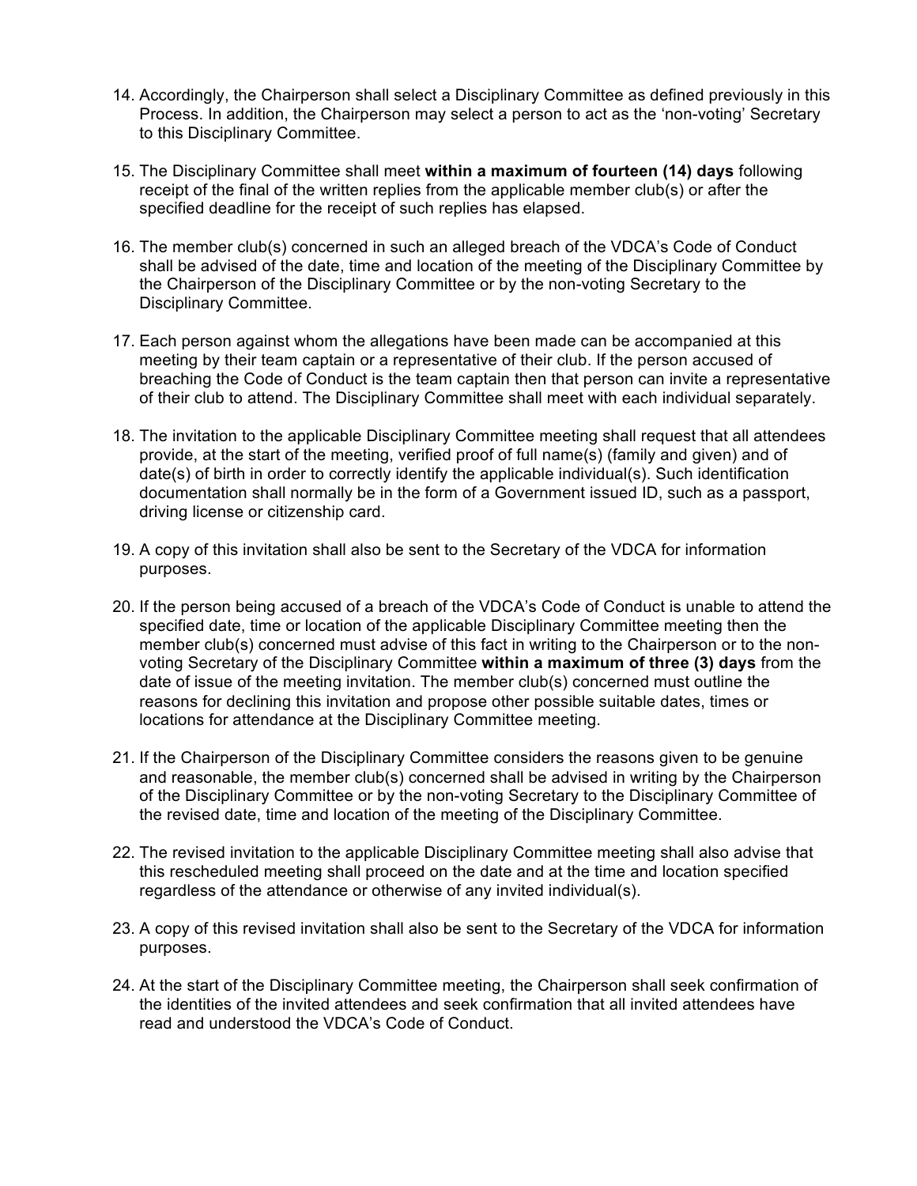14. Accordingly, the Chairperson shall select a Disciplinary Committee as defined previously in this Process. In addition, the Chairperson may select a person to act as the 'non-voting' Secretary to this Disciplinary Committee.

15. The Disciplinary Committee shall meet **within a maximum of fourteen (14) days** following receipt of the final of the written replies from the applicable member club(s) or after the specified deadline for the receipt of such replies has elapsed.

16. The member club(s) concerned in such an alleged breach of the VDCA's Code of Conduct shall be advised of the date, time and location of the meeting of the Disciplinary Committee by the Chairperson of the Disciplinary Committee or by the non-voting Secretary to the Disciplinary Committee.

17. Each person against whom the allegations have been made can be accompanied at this meeting by their team captain or a representative of their club. If the person accused of breaching the Code of Conduct is the team captain then that person can invite a representative of their club to attend. The Disciplinary Committee shall meet with each individual separately.

18. The invitation to the applicable Disciplinary Committee meeting shall request that all attendees provide, at the start of the meeting, verified proof of full name(s) (family and given) and of date(s) of birth in order to correctly identify the applicable individual(s). Such identification documentation shall normally be in the form of a Government issued ID, such as a passport, driving license or citizenship card.

19. A copy of this invitation shall also be sent to the Secretary of the VDCA for information purposes.

20. If the person being accused of a breach of the VDCA's Code of Conduct is unable to attend the specified date, time or location of the applicable Disciplinary Committee meeting then the member club(s) concerned must advise of this fact in writing to the Chairperson or to the non-voting Secretary of the Disciplinary Committee **within a maximum of three (3) days** from the date of issue of the meeting invitation. The member club(s) concerned must outline the reasons for declining this invitation and propose other possible suitable dates, times or locations for attendance at the Disciplinary Committee meeting.

21. If the Chairperson of the Disciplinary Committee considers the reasons given to be genuine and reasonable, the member club(s) concerned shall be advised in writing by the Chairperson of the Disciplinary Committee or by the non-voting Secretary to the Disciplinary Committee of the revised date, time and location of the meeting of the Disciplinary Committee.

22. The revised invitation to the applicable Disciplinary Committee meeting shall also advise that this rescheduled meeting shall proceed on the date and at the time and location specified regardless of the attendance or otherwise of any invited individual(s).

23. A copy of this revised invitation shall also be sent to the Secretary of the VDCA for information purposes.

24. At the start of the Disciplinary Committee meeting, the Chairperson shall seek confirmation of the identities of the invited attendees and seek confirmation that all invited attendees have read and understood the VDCA's Code of Conduct.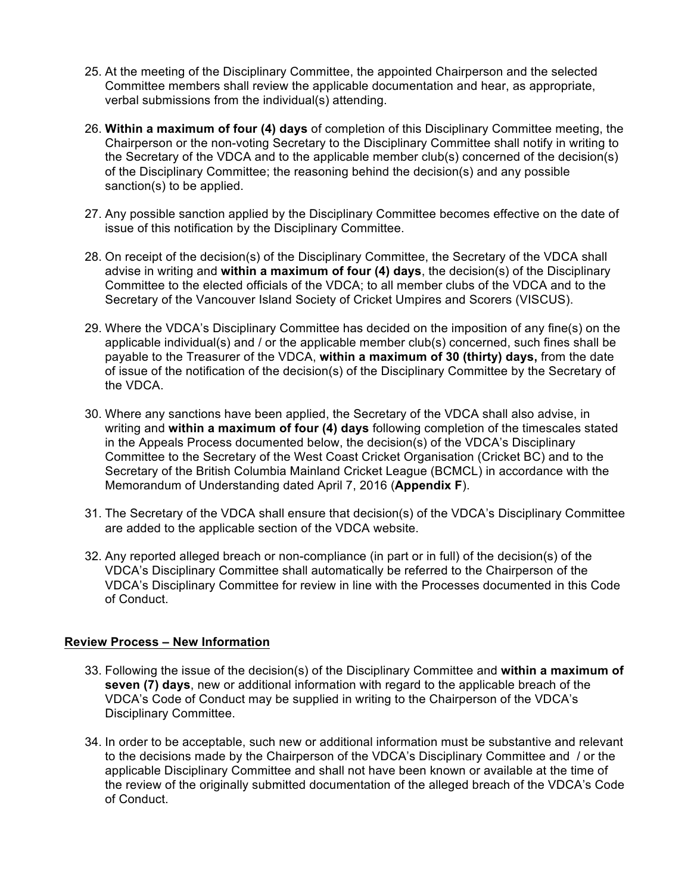25. At the meeting of the Disciplinary Committee, the appointed Chairperson and the selected Committee members shall review the applicable documentation and hear, as appropriate, verbal submissions from the individual(s) attending.

26. **Within a maximum of four (4) days** of completion of this Disciplinary Committee meeting, the Chairperson or the non-voting Secretary to the Disciplinary Committee shall notify in writing to the Secretary of the VDCA and to the applicable member club(s) concerned of the decision(s) of the Disciplinary Committee; the reasoning behind the decision(s) and any possible sanction(s) to be applied.

27. Any possible sanction applied by the Disciplinary Committee becomes effective on the date of issue of this notification by the Disciplinary Committee.

28. On receipt of the decision(s) of the Disciplinary Committee, the Secretary of the VDCA shall advise in writing and **within a maximum of four (4) days**, the decision(s) of the Disciplinary Committee to the elected officials of the VDCA; to all member clubs of the VDCA and to the Secretary of the Vancouver Island Society of Cricket Umpires and Scorers (VISCUS).

29. Where the VDCA's Disciplinary Committee has decided on the imposition of any fine(s) on the applicable individual(s) and / or the applicable member club(s) concerned, such fines shall be payable to the Treasurer of the VDCA, **within a maximum of 30 (thirty) days,** from the date of issue of the notification of the decision(s) of the Disciplinary Committee by the Secretary of the VDCA.

30. Where any sanctions have been applied, the Secretary of the VDCA shall also advise, in writing and **within a maximum of four (4) days** following completion of the timescales stated in the Appeals Process documented below, the decision(s) of the VDCA's Disciplinary Committee to the Secretary of the West Coast Cricket Organisation (Cricket BC) and to the Secretary of the British Columbia Mainland Cricket League (BCMCL) in accordance with the Memorandum of Understanding dated April 7, 2016 (**Appendix F**).

31. The Secretary of the VDCA shall ensure that decision(s) of the VDCA's Disciplinary Committee are added to the applicable section of the VDCA website.

32. Any reported alleged breach or non-compliance (in part or in full) of the decision(s) of the VDCA's Disciplinary Committee shall automatically be referred to the Chairperson of the VDCA's Disciplinary Committee for review in line with the Processes documented in this Code of Conduct.

**Review Process – New Information**

33. Following the issue of the decision(s) of the Disciplinary Committee and **within a maximum of seven (7) days**, new or additional information with regard to the applicable breach of the VDCA's Code of Conduct may be supplied in writing to the Chairperson of the VDCA's Disciplinary Committee.

34. In order to be acceptable, such new or additional information must be substantive and relevant to the decisions made by the Chairperson of the VDCA's Disciplinary Committee and / or the applicable Disciplinary Committee and shall not have been known or available at the time of the review of the originally submitted documentation of the alleged breach of the VDCA's Code of Conduct.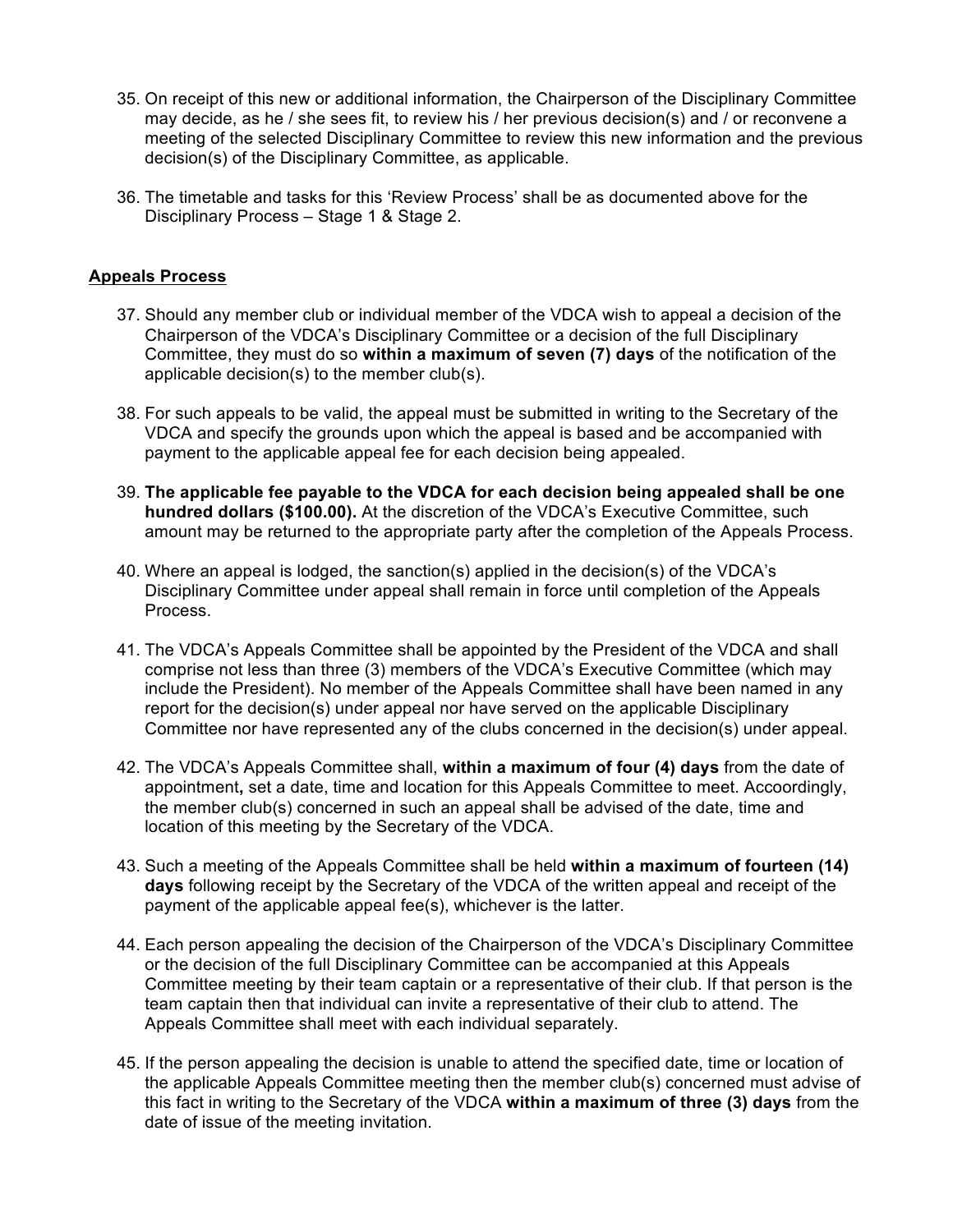35. On receipt of this new or additional information, the Chairperson of the Disciplinary Committee may decide, as he / she sees fit, to review his / her previous decision(s) and / or reconvene a meeting of the selected Disciplinary Committee to review this new information and the previous decision(s) of the Disciplinary Committee, as applicable.

36. The timetable and tasks for this 'Review Process' shall be as documented above for the Disciplinary Process – Stage 1 & Stage 2.

## Appeals Process

37. Should any member club or individual member of the VDCA wish to appeal a decision of the Chairperson of the VDCA's Disciplinary Committee or a decision of the full Disciplinary Committee, they must do so **within a maximum of seven (7) days** of the notification of the applicable decision(s) to the member club(s).

38. For such appeals to be valid, the appeal must be submitted in writing to the Secretary of the VDCA and specify the grounds upon which the appeal is based and be accompanied with payment to the applicable appeal fee for each decision being appealed.

39. **The applicable fee payable to the VDCA for each decision being appealed shall be one hundred dollars ($100.00).** At the discretion of the VDCA's Executive Committee, such amount may be returned to the appropriate party after the completion of the Appeals Process.

40. Where an appeal is lodged, the sanction(s) applied in the decision(s) of the VDCA's Disciplinary Committee under appeal shall remain in force until completion of the Appeals Process.

41. The VDCA's Appeals Committee shall be appointed by the President of the VDCA and shall comprise not less than three (3) members of the VDCA's Executive Committee (which may include the President). No member of the Appeals Committee shall have been named in any report for the decision(s) under appeal nor have served on the applicable Disciplinary Committee nor have represented any of the clubs concerned in the decision(s) under appeal.

42. The VDCA's Appeals Committee shall, **within a maximum of four (4) days** from the date of appointment**,** set a date, time and location for this Appeals Committee to meet. Accoordingly, the member club(s) concerned in such an appeal shall be advised of the date, time and location of this meeting by the Secretary of the VDCA.

43. Such a meeting of the Appeals Committee shall be held **within a maximum of fourteen (14) days** following receipt by the Secretary of the VDCA of the written appeal and receipt of the payment of the applicable appeal fee(s), whichever is the latter.

44. Each person appealing the decision of the Chairperson of the VDCA's Disciplinary Committee or the decision of the full Disciplinary Committee can be accompanied at this Appeals Committee meeting by their team captain or a representative of their club. If that person is the team captain then that individual can invite a representative of their club to attend. The Appeals Committee shall meet with each individual separately.

45. If the person appealing the decision is unable to attend the specified date, time or location of the applicable Appeals Committee meeting then the member club(s) concerned must advise of this fact in writing to the Secretary of the VDCA **within a maximum of three (3) days** from the date of issue of the meeting invitation.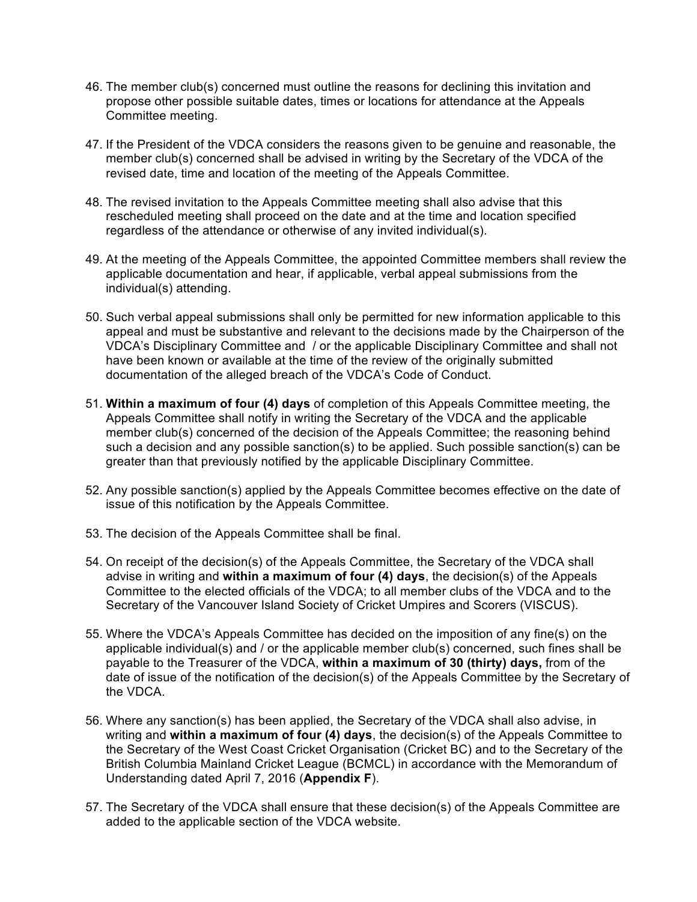46. The member club(s) concerned must outline the reasons for declining this invitation and propose other possible suitable dates, times or locations for attendance at the Appeals Committee meeting.

47. If the President of the VDCA considers the reasons given to be genuine and reasonable, the member club(s) concerned shall be advised in writing by the Secretary of the VDCA of the revised date, time and location of the meeting of the Appeals Committee.

48. The revised invitation to the Appeals Committee meeting shall also advise that this rescheduled meeting shall proceed on the date and at the time and location specified regardless of the attendance or otherwise of any invited individual(s).

49. At the meeting of the Appeals Committee, the appointed Committee members shall review the applicable documentation and hear, if applicable, verbal appeal submissions from the individual(s) attending.

50. Such verbal appeal submissions shall only be permitted for new information applicable to this appeal and must be substantive and relevant to the decisions made by the Chairperson of the VDCA's Disciplinary Committee and / or the applicable Disciplinary Committee and shall not have been known or available at the time of the review of the originally submitted documentation of the alleged breach of the VDCA's Code of Conduct.

51. **Within a maximum of four (4) days** of completion of this Appeals Committee meeting, the Appeals Committee shall notify in writing the Secretary of the VDCA and the applicable member club(s) concerned of the decision of the Appeals Committee; the reasoning behind such a decision and any possible sanction(s) to be applied. Such possible sanction(s) can be greater than that previously notified by the applicable Disciplinary Committee.

52. Any possible sanction(s) applied by the Appeals Committee becomes effective on the date of issue of this notification by the Appeals Committee.

53. The decision of the Appeals Committee shall be final.

54. On receipt of the decision(s) of the Appeals Committee, the Secretary of the VDCA shall advise in writing and **within a maximum of four (4) days**, the decision(s) of the Appeals Committee to the elected officials of the VDCA; to all member clubs of the VDCA and to the Secretary of the Vancouver Island Society of Cricket Umpires and Scorers (VISCUS).

55. Where the VDCA's Appeals Committee has decided on the imposition of any fine(s) on the applicable individual(s) and / or the applicable member club(s) concerned, such fines shall be payable to the Treasurer of the VDCA, **within a maximum of 30 (thirty) days,** from of the date of issue of the notification of the decision(s) of the Appeals Committee by the Secretary of the VDCA.

56. Where any sanction(s) has been applied, the Secretary of the VDCA shall also advise, in writing and **within a maximum of four (4) days**, the decision(s) of the Appeals Committee to the Secretary of the West Coast Cricket Organisation (Cricket BC) and to the Secretary of the British Columbia Mainland Cricket League (BCMCL) in accordance with the Memorandum of Understanding dated April 7, 2016 (**Appendix F**).

57. The Secretary of the VDCA shall ensure that these decision(s) of the Appeals Committee are added to the applicable section of the VDCA website.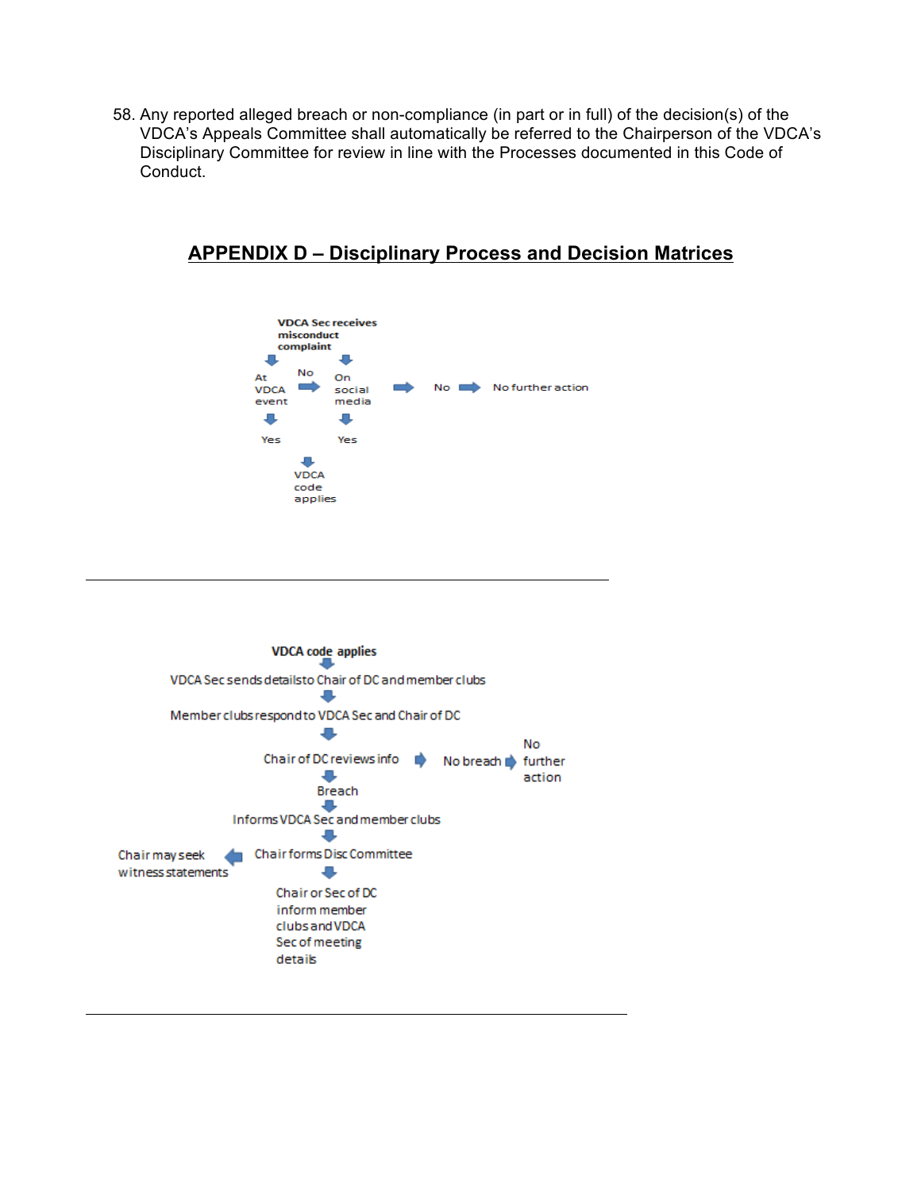58. Any reported alleged breach or non-compliance (in part or in full) of the decision(s) of the VDCA's Appeals Committee shall automatically be referred to the Chairperson of the VDCA's Disciplinary Committee for review in line with the Processes documented in this Code of Conduct.

## APPENDIX D – Disciplinary Process and Decision Matrices

**VDCA Sec receives misconduct complaint**

At VDCA event → No → On social media → No → No further action

At VDCA event → Yes

On social media → Yes

→ VDCA code applies

---

**VDCA code applies**

↓

VDCA Sec sends details to Chair of DC and member clubs

↓

Member clubs respond to VDCA Sec and Chair of DC

↓

Chair of DC reviews info → No breach → No further action

↓

Breach

↓

Informs VDCA Sec and member clubs

↓

Chair forms Disc Committee → Chair may seek witness statements

↓

Chair or Sec of DC inform member clubs and VDCA Sec of meeting details

---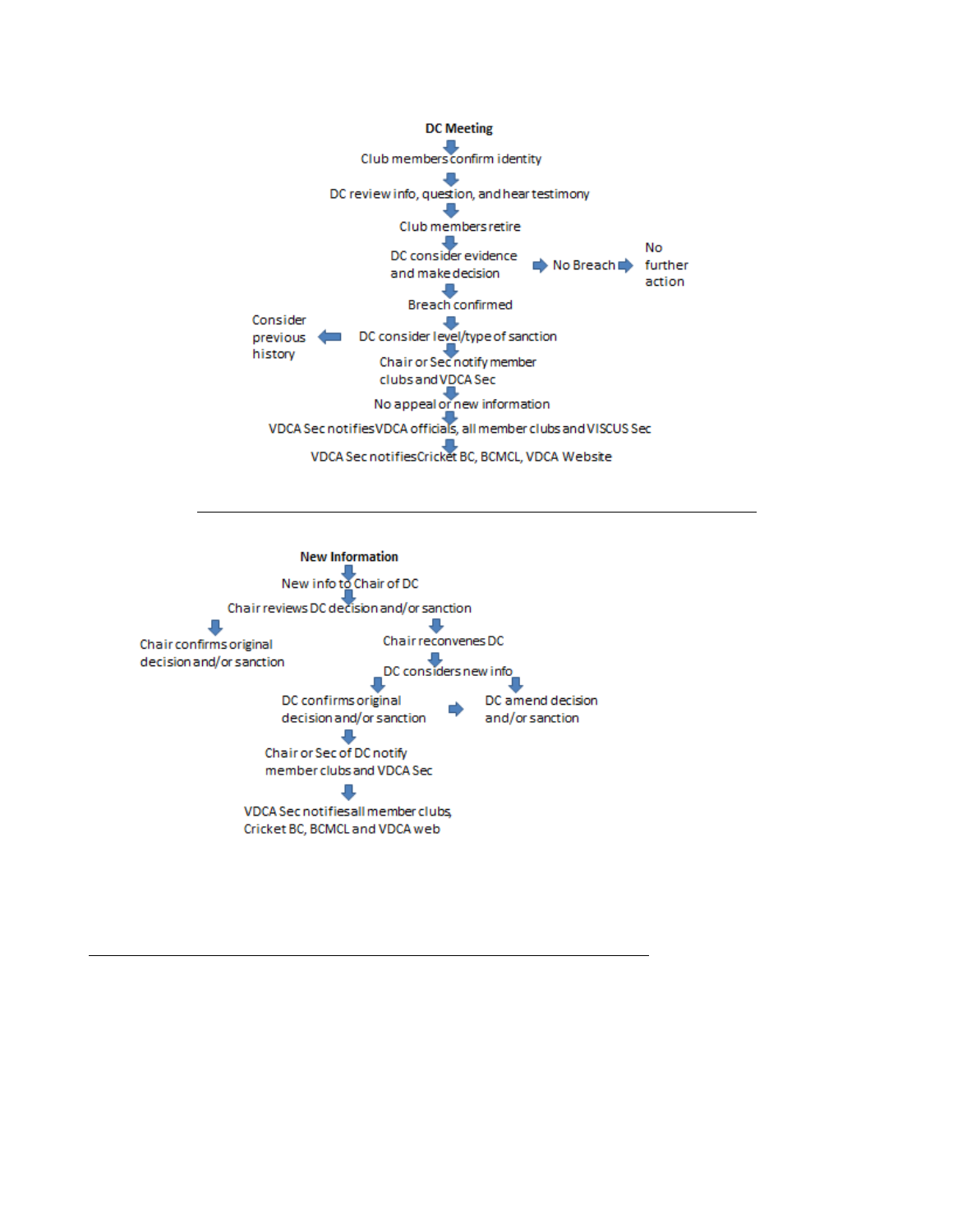**DC Meeting**

↓

Club members confirm identity

↓

DC review info, question, and hear testimony

↓

Club members retire

↓

DC consider evidence and make decision → No Breach → No further action

↓

Breach confirmed

↓

DC consider level/type of sanction → Consider previous history

↓

Chair or Sec notify member clubs and VDCA Sec

↓

No appeal or new information

↓

VDCA Sec notifies VDCA officials, all member clubs and VISCUS Sec

↓

VDCA Sec notifies Cricket BC, BCMCL, VDCA Website

---

**New Information**

↓

New info to Chair of DC

↓

Chair reviews DC decision and/or sanction

- ↓ Chair confirms original decision and/or sanction
- ↓ Chair reconvenes DC
  - ↓ DC considers new info
    - ↓ DC confirms original decision and/or sanction → DC amend decision and/or sanction
    - ↓ DC amend decision and/or sanction

↓

Chair or Sec of DC notify member clubs and VDCA Sec

↓

VDCA Sec notifies all member clubs, Cricket BC, BCMCL and VDCA web

---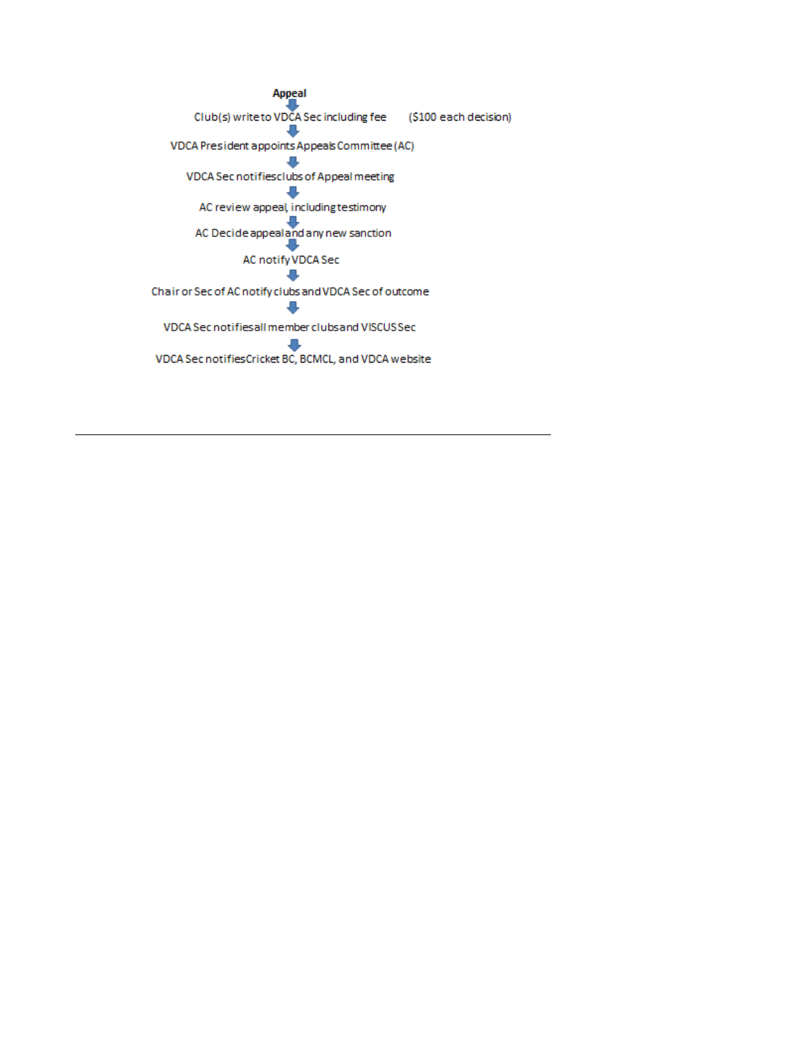**Appeal**

↓

Club(s) write to VDCA Sec including fee ($100 each decision)

↓

VDCA President appoints Appeals Committee (AC)

↓

VDCA Sec notifies clubs of Appeal meeting

↓

AC review appeal, including testimony

↓

AC Decide appeal and any new sanction

↓

AC notify VDCA Sec

↓

Chair or Sec of AC notify clubs and VDCA Sec of outcome

↓

VDCA Sec notifies all member clubs and VISCUS Sec

↓

VDCA Sec notifies Cricket BC, BCMCL, and VDCA website

---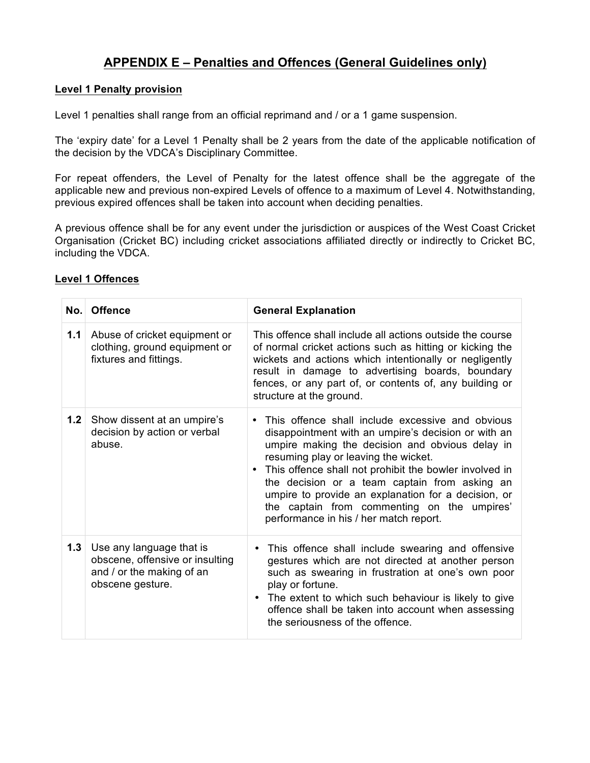# APPENDIX E – Penalties and Offences (General Guidelines only)

## Level 1 Penalty provision

Level 1 penalties shall range from an official reprimand and / or a 1 game suspension.

The 'expiry date' for a Level 1 Penalty shall be 2 years from the date of the applicable notification of the decision by the VDCA's Disciplinary Committee.

For repeat offenders, the Level of Penalty for the latest offence shall be the aggregate of the applicable new and previous non-expired Levels of offence to a maximum of Level 4. Notwithstanding, previous expired offences shall be taken into account when deciding penalties.

A previous offence shall be for any event under the jurisdiction or auspices of the West Coast Cricket Organisation (Cricket BC) including cricket associations affiliated directly or indirectly to Cricket BC, including the VDCA.

## Level 1 Offences

| No. | Offence | General Explanation |
|---|---|---|
| **1.1** | Abuse of cricket equipment or clothing, ground equipment or fixtures and fittings. | This offence shall include all actions outside the course of normal cricket actions such as hitting or kicking the wickets and actions which intentionally or negligently result in damage to advertising boards, boundary fences, or any part of, or contents of, any building or structure at the ground. |
| **1.2** | Show dissent at an umpire's decision by action or verbal abuse. | • This offence shall include excessive and obvious disappointment with an umpire's decision or with an umpire making the decision and obvious delay in resuming play or leaving the wicket.<br>• This offence shall not prohibit the bowler involved in the decision or a team captain from asking an umpire to provide an explanation for a decision, or the captain from commenting on the umpires' performance in his / her match report. |
| **1.3** | Use any language that is obscene, offensive or insulting and / or the making of an obscene gesture. | • This offence shall include swearing and offensive gestures which are not directed at another person such as swearing in frustration at one's own poor play or fortune.<br>• The extent to which such behaviour is likely to give offence shall be taken into account when assessing the seriousness of the offence. |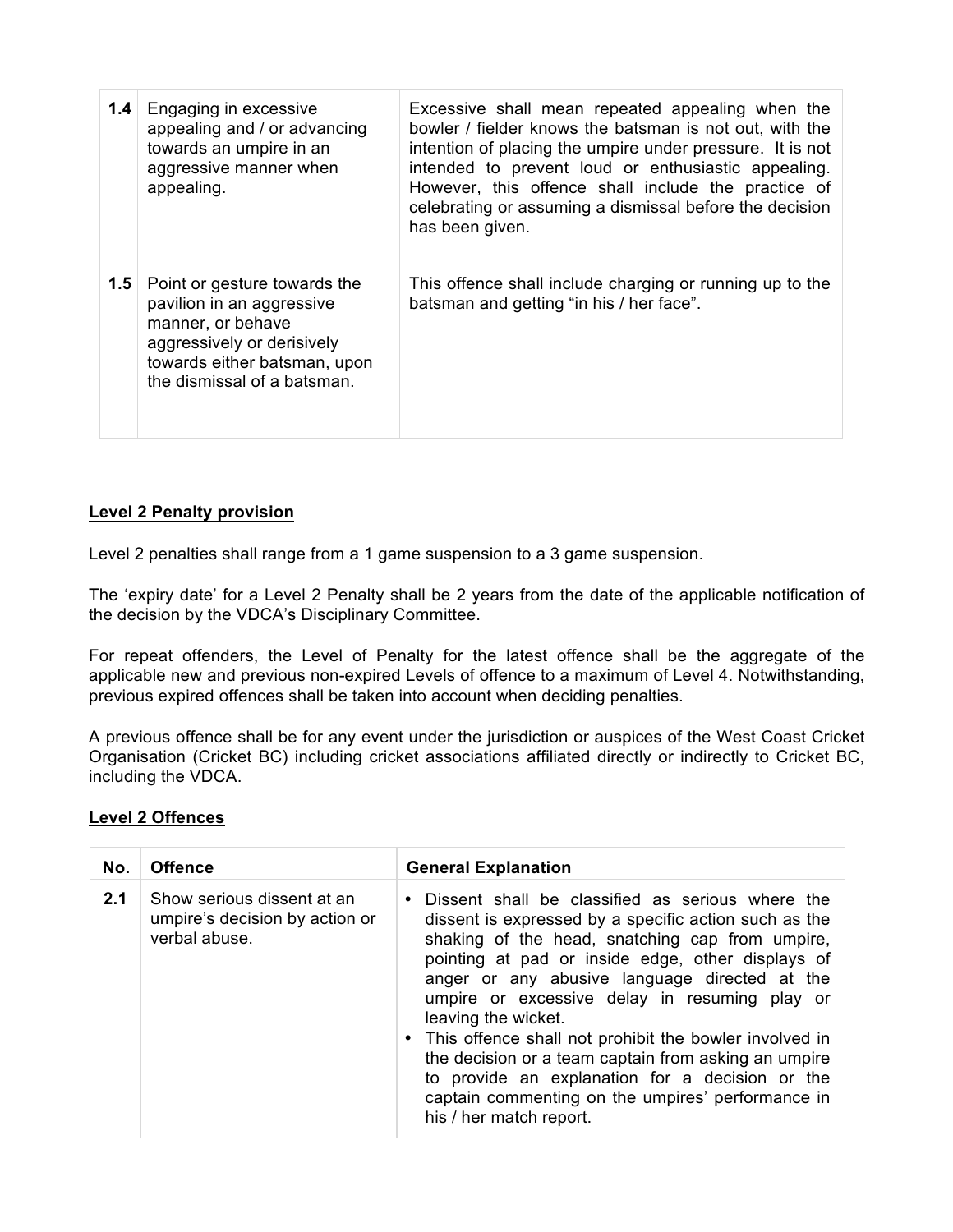| | | |
|---|---|---|
| **1.4** | Engaging in excessive appealing and / or advancing towards an umpire in an aggressive manner when appealing. | Excessive shall mean repeated appealing when the bowler / fielder knows the batsman is not out, with the intention of placing the umpire under pressure. It is not intended to prevent loud or enthusiastic appealing. However, this offence shall include the practice of celebrating or assuming a dismissal before the decision has been given. |
| **1.5** | Point or gesture towards the pavilion in an aggressive manner, or behave aggressively or derisively towards either batsman, upon the dismissal of a batsman. | This offence shall include charging or running up to the batsman and getting "in his / her face". |

**Level 2 Penalty provision**

Level 2 penalties shall range from a 1 game suspension to a 3 game suspension.

The 'expiry date' for a Level 2 Penalty shall be 2 years from the date of the applicable notification of the decision by the VDCA's Disciplinary Committee.

For repeat offenders, the Level of Penalty for the latest offence shall be the aggregate of the applicable new and previous non-expired Levels of offence to a maximum of Level 4. Notwithstanding, previous expired offences shall be taken into account when deciding penalties.

A previous offence shall be for any event under the jurisdiction or auspices of the West Coast Cricket Organisation (Cricket BC) including cricket associations affiliated directly or indirectly to Cricket BC, including the VDCA.

**Level 2 Offences**

| No. | Offence | General Explanation |
|---|---|---|
| **2.1** | Show serious dissent at an umpire's decision by action or verbal abuse. | • Dissent shall be classified as serious where the dissent is expressed by a specific action such as the shaking of the head, snatching cap from umpire, pointing at pad or inside edge, other displays of anger or any abusive language directed at the umpire or excessive delay in resuming play or leaving the wicket.<br>• This offence shall not prohibit the bowler involved in the decision or a team captain from asking an umpire to provide an explanation for a decision or the captain commenting on the umpires' performance in his / her match report. |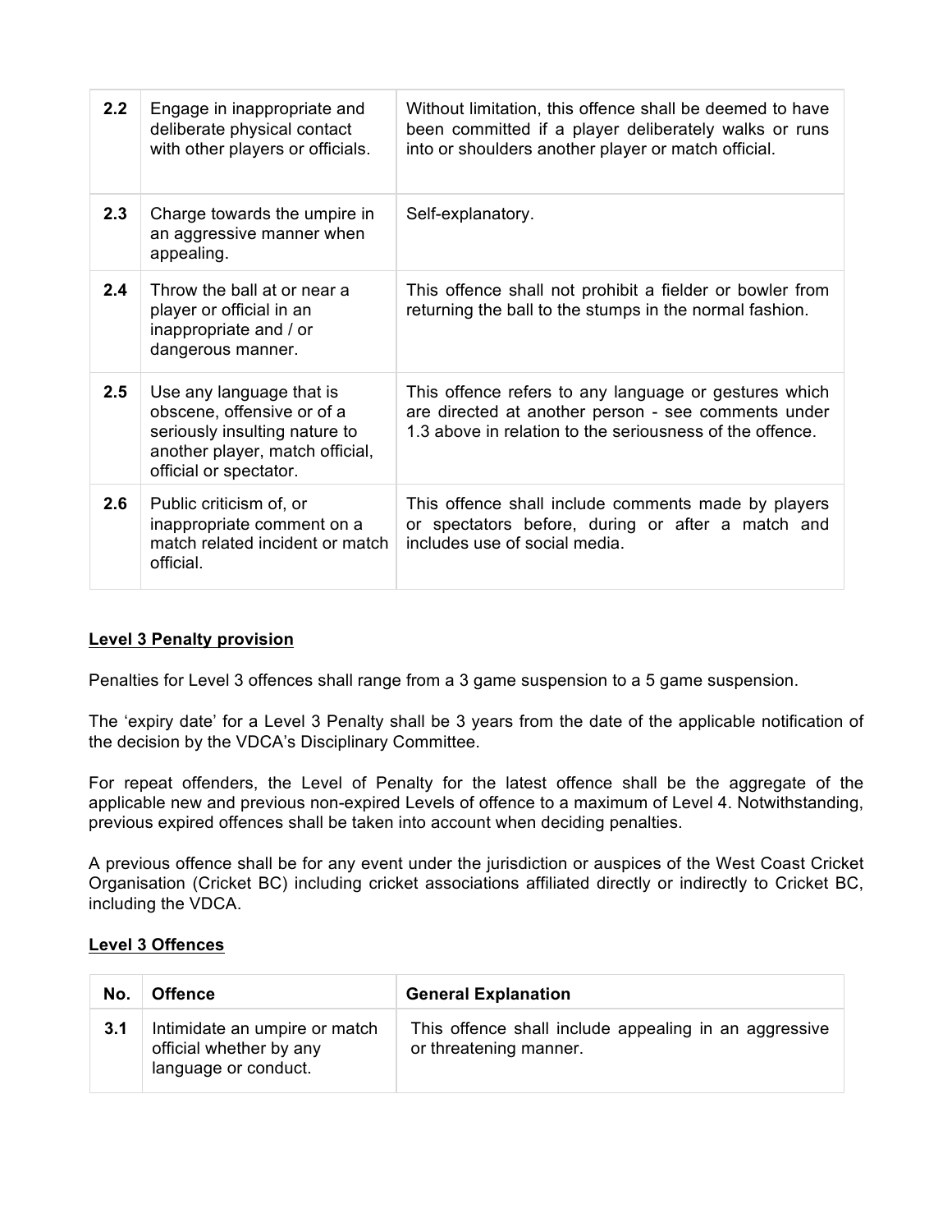| 2.2 | Engage in inappropriate and deliberate physical contact with other players or officials. | Without limitation, this offence shall be deemed to have been committed if a player deliberately walks or runs into or shoulders another player or match official. |
|---|---|---|
| 2.3 | Charge towards the umpire in an aggressive manner when appealing. | Self-explanatory. |
| 2.4 | Throw the ball at or near a player or official in an inappropriate and / or dangerous manner. | This offence shall not prohibit a fielder or bowler from returning the ball to the stumps in the normal fashion. |
| 2.5 | Use any language that is obscene, offensive or of a seriously insulting nature to another player, match official, official or spectator. | This offence refers to any language or gestures which are directed at another person - see comments under 1.3 above in relation to the seriousness of the offence. |
| 2.6 | Public criticism of, or inappropriate comment on a match related incident or match official. | This offence shall include comments made by players or spectators before, during or after a match and includes use of social media. |

**Level 3 Penalty provision**

Penalties for Level 3 offences shall range from a 3 game suspension to a 5 game suspension.

The 'expiry date' for a Level 3 Penalty shall be 3 years from the date of the applicable notification of the decision by the VDCA's Disciplinary Committee.

For repeat offenders, the Level of Penalty for the latest offence shall be the aggregate of the applicable new and previous non-expired Levels of offence to a maximum of Level 4. Notwithstanding, previous expired offences shall be taken into account when deciding penalties.

A previous offence shall be for any event under the jurisdiction or auspices of the West Coast Cricket Organisation (Cricket BC) including cricket associations affiliated directly or indirectly to Cricket BC, including the VDCA.

**Level 3 Offences**

| No. | Offence | General Explanation |
|---|---|---|
| 3.1 | Intimidate an umpire or match official whether by any language or conduct. | This offence shall include appealing in an aggressive or threatening manner. |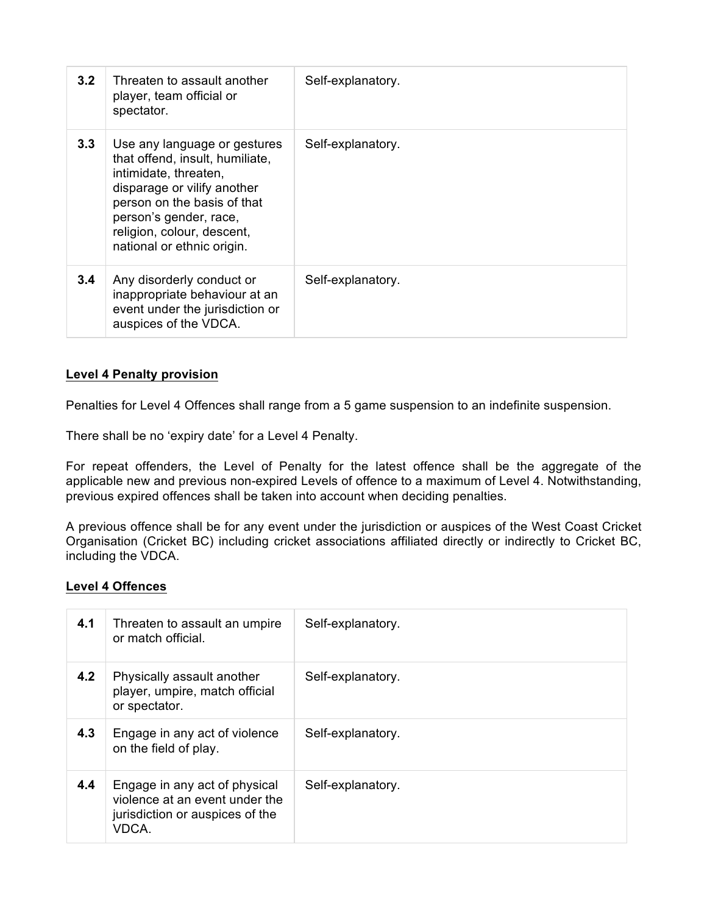| | | |
|---|---|---|
| **3.2** | Threaten to assault another player, team official or spectator. | Self-explanatory. |
| **3.3** | Use any language or gestures that offend, insult, humiliate, intimidate, threaten, disparage or vilify another person on the basis of that person's gender, race, religion, colour, descent, national or ethnic origin. | Self-explanatory. |
| **3.4** | Any disorderly conduct or inappropriate behaviour at an event under the jurisdiction or auspices of the VDCA. | Self-explanatory. |

**Level 4 Penalty provision**

Penalties for Level 4 Offences shall range from a 5 game suspension to an indefinite suspension.

There shall be no 'expiry date' for a Level 4 Penalty.

For repeat offenders, the Level of Penalty for the latest offence shall be the aggregate of the applicable new and previous non-expired Levels of offence to a maximum of Level 4. Notwithstanding, previous expired offences shall be taken into account when deciding penalties.

A previous offence shall be for any event under the jurisdiction or auspices of the West Coast Cricket Organisation (Cricket BC) including cricket associations affiliated directly or indirectly to Cricket BC, including the VDCA.

**Level 4 Offences**

| | | |
|---|---|---|
| **4.1** | Threaten to assault an umpire or match official. | Self-explanatory. |
| **4.2** | Physically assault another player, umpire, match official or spectator. | Self-explanatory. |
| **4.3** | Engage in any act of violence on the field of play. | Self-explanatory. |
| **4.4** | Engage in any act of physical violence at an event under the jurisdiction or auspices of the VDCA. | Self-explanatory. |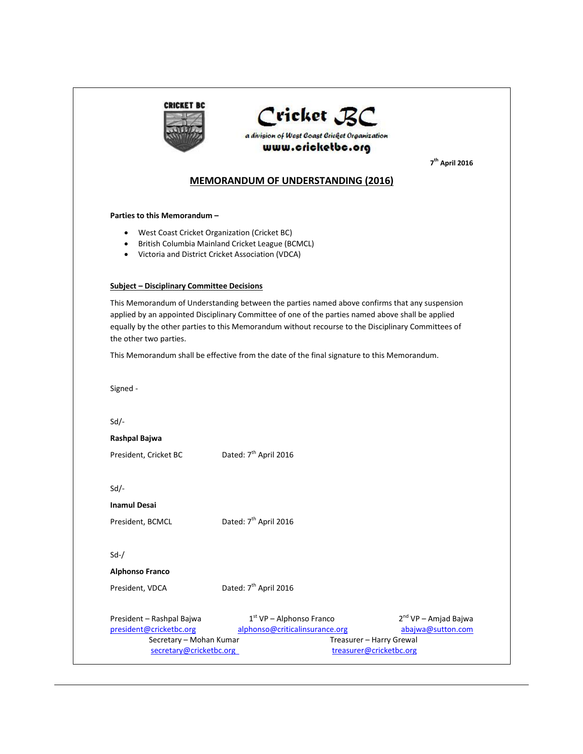CRICKET BC

# Cricket BC

*a division of West Coast Cricket Organization*

**www.cricketbc.org**

**7th April 2016**

## MEMORANDUM OF UNDERSTANDING (2016)

**Parties to this Memorandum –**

- West Coast Cricket Organization (Cricket BC)
- British Columbia Mainland Cricket League (BCMCL)
- Victoria and District Cricket Association (VDCA)

**Subject – Disciplinary Committee Decisions**

This Memorandum of Understanding between the parties named above confirms that any suspension applied by an appointed Disciplinary Committee of one of the parties named above shall be applied equally by the other parties to this Memorandum without recourse to the Disciplinary Committees of the other two parties.

This Memorandum shall be effective from the date of the final signature to this Memorandum.

Signed -

Sd/-

**Rashpal Bajwa**

President, Cricket BC Dated: 7th April 2016

Sd/-

**Inamul Desai**

President, BCMCL Dated: 7th April 2016

Sd-/

**Alphonso Franco**

President, VDCA Dated: 7th April 2016

President – Rashpal Bajwa
president@cricketbc.org

1st VP – Alphonso Franco
alphonso@criticalinsurance.org

2nd VP – Amjad Bajwa
abajwa@sutton.com

Secretary – Mohan Kumar
secretary@cricketbc.org

Treasurer – Harry Grewal
treasurer@cricketbc.org